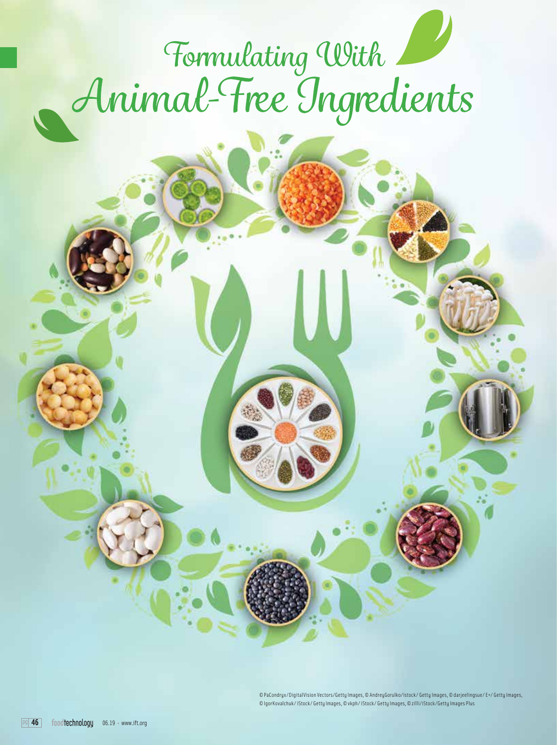# Formulating With Animal-Free Ingredients

© PaCondryx/DigitalVision Vectors/Getty Images, © AndreyGorulko/istock/ Getty Images, © darjeelingsue/ E+/ Getty Images, © IgorKovalchuk/ iStock/ Getty Images, © vkph/ iStock/ Getty Images, © zilli/iStock/Getty Images Plus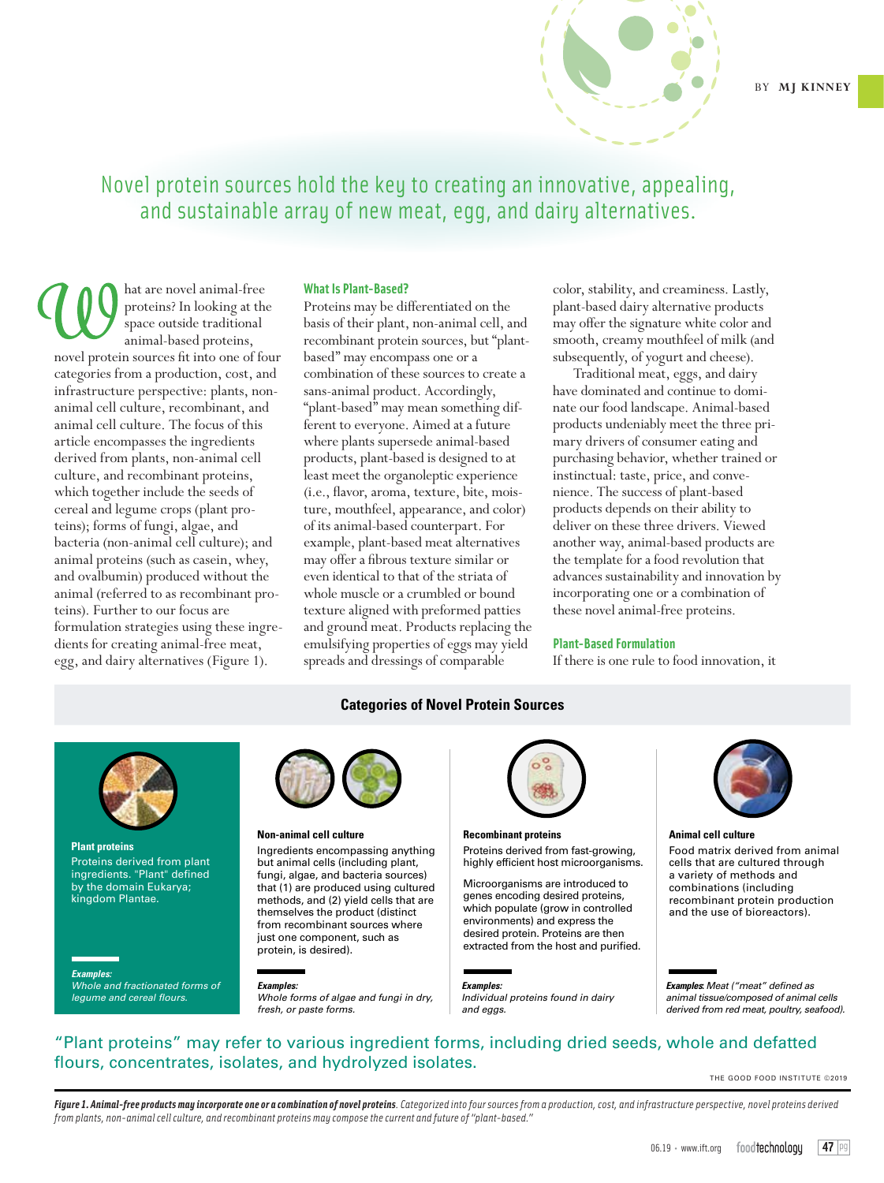BY MJ KINNEY

## Novel protein sources hold the key to creating an innovative, appealing, and sustainable array of new meat, egg, and dairy alternatives.

What are novel animal-free proteins? In looking at the space outside traditional animal-based proteins, novel protein sources fit into one of four categories from a production, cost, and infrastructure perspective: plants, non-animal cell culture, recombinant, and animal cell culture. The focus of this article encompasses the ingredients derived from plants, non-animal cell culture, and recombinant proteins, which together include the seeds of cereal and legume crops (plant proteins); forms of fungi, algae, and bacteria (non-animal cell culture); and animal proteins (such as casein, whey, and ovalbumin) produced without the animal (referred to as recombinant proteins). Further to our focus are formulation strategies using these ingredients for creating animal-free meat, egg, and dairy alternatives (Figure 1).

### What Is Plant-Based?

Proteins may be differentiated on the basis of their plant, non-animal cell, and recombinant protein sources, but "plant-based" may encompass one or a combination of these sources to create a sans-animal product. Accordingly, "plant-based" may mean something different to everyone. Aimed at a future where plants supersede animal-based products, plant-based is designed to at least meet the organoleptic experience (i.e., flavor, aroma, texture, bite, moisture, mouthfeel, appearance, and color) of its animal-based counterpart. For example, plant-based meat alternatives may offer a fibrous texture similar or even identical to that of the striata of whole muscle or a crumbled or bound texture aligned with preformed patties and ground meat. Products replacing the emulsifying properties of eggs may yield spreads and dressings of comparable color, stability, and creaminess. Lastly, plant-based dairy alternative products may offer the signature white color and smooth, creamy mouthfeel of milk (and subsequently, of yogurt and cheese).

Traditional meat, eggs, and dairy have dominated and continue to dominate our food landscape. Animal-based products undeniably meet the three primary drivers of consumer eating and purchasing behavior, whether trained or instinctual: taste, price, and convenience. The success of plant-based products depends on their ability to deliver on these three drivers. Viewed another way, animal-based products are the template for a food revolution that advances sustainability and innovation by incorporating one or a combination of these novel animal-free proteins.

### Plant-Based Formulation

If there is one rule to food innovation, it

**Categories of Novel Protein Sources**

**Plant proteins**
Proteins derived from plant ingredients. "Plant" defined by the domain Eukarya; kingdom Plantae.

***Examples:***
*Whole and fractionated forms of legume and cereal flours.*

**Non-animal cell culture**
Ingredients encompassing anything but animal cells (including plant, fungi, algae, and bacteria sources) that (1) are produced using cultured methods, and (2) yield cells that are themselves the product (distinct from recombinant sources where just one component, such as protein, is desired).

***Examples:***
*Whole forms of algae and fungi in dry, fresh, or paste forms.*

**Recombinant proteins**
Proteins derived from fast-growing, highly efficient host microorganisms.

Microorganisms are introduced to genes encoding desired proteins, which populate (grow in controlled environments) and express the desired protein. Proteins are then extracted from the host and purified.

***Examples:***
*Individual proteins found in dairy and eggs.*

**Animal cell culture**
Food matrix derived from animal cells that are cultured through a variety of methods and combinations (including recombinant protein production and the use of bioreactors).

***Examples:*** *Meat ("meat" defined as animal tissue/composed of animal cells derived from red meat, poultry, seafood).*

"Plant proteins" may refer to various ingredient forms, including dried seeds, whole and defatted flours, concentrates, isolates, and hydrolyzed isolates.

THE GOOD FOOD INSTITUTE ©2019

***Figure 1. Animal-free products may incorporate one or a combination of novel proteins**. Categorized into four sources from a production, cost, and infrastructure perspective, novel proteins derived from plants, non-animal cell culture, and recombinant proteins may compose the current and future of "plant-based."*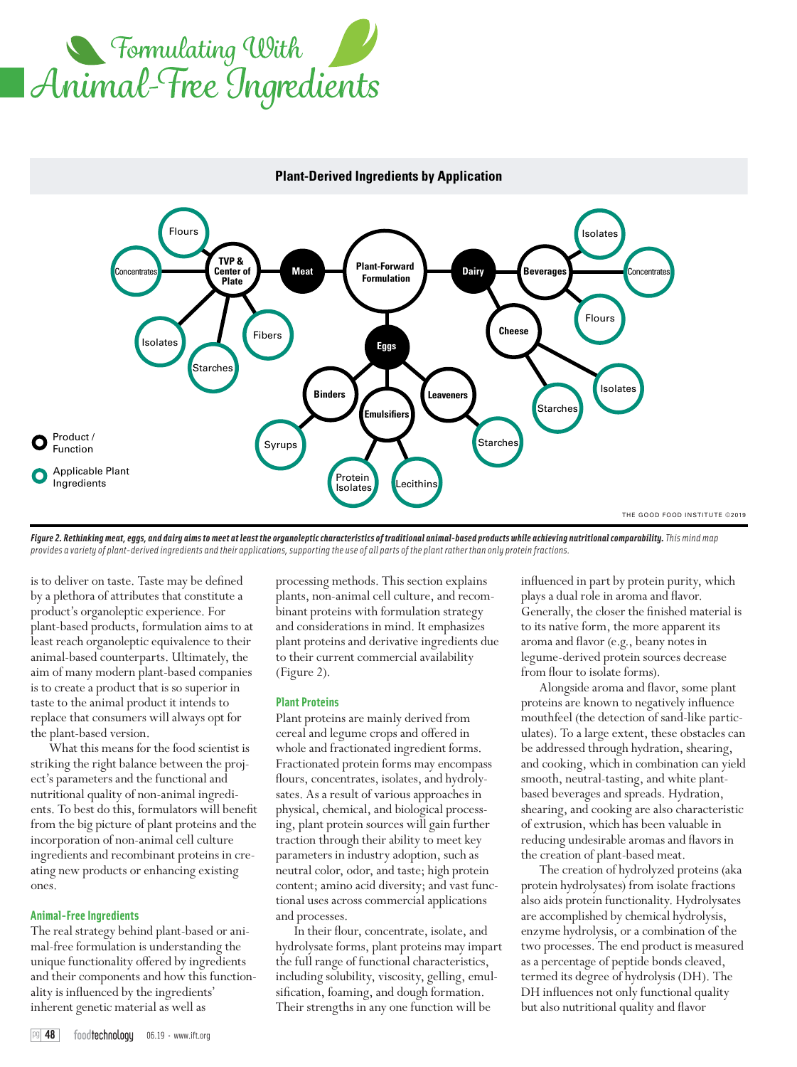# Formulating With Animal-Free Ingredients

**Plant-Derived Ingredients by Application**

- **Plant-Forward Formulation**
  - **Meat**
    - **TVP & Center of Plate**: Flours, Concentrates, Isolates, Starches, Fibers
  - **Dairy**
    - **Beverages**: Isolates, Concentrates, Flours
    - **Cheese**: Starches, Isolates
  - **Eggs**
    - **Binders**: Syrups
    - **Emulsifiers**: Protein Isolates, Lecithins
    - **Leaveners**: Starches

Legend: Product / Function; Applicable Plant Ingredients

THE GOOD FOOD INSTITUTE ©2019

***Figure 2. Rethinking meat, eggs, and dairy aims to meet at least the organoleptic characteristics of traditional animal-based products while achieving nutritional comparability.*** *This mind map provides a variety of plant-derived ingredients and their applications, supporting the use of all parts of the plant rather than only protein fractions.*

is to deliver on taste. Taste may be defined by a plethora of attributes that constitute a product's organoleptic experience. For plant-based products, formulation aims to at least reach organoleptic equivalence to their animal-based counterparts. Ultimately, the aim of many modern plant-based companies is to create a product that is so superior in taste to the animal product it intends to replace that consumers will always opt for the plant-based version.

What this means for the food scientist is striking the right balance between the project's parameters and the functional and nutritional quality of non-animal ingredients. To best do this, formulators will benefit from the big picture of plant proteins and the incorporation of non-animal cell culture ingredients and recombinant proteins in creating new products or enhancing existing ones.

### Animal-Free Ingredients

The real strategy behind plant-based or animal-free formulation is understanding the unique functionality offered by ingredients and their components and how this functionality is influenced by the ingredients' inherent genetic material as well as processing methods. This section explains plants, non-animal cell culture, and recombinant proteins with formulation strategy and considerations in mind. It emphasizes plant proteins and derivative ingredients due to their current commercial availability (Figure 2).

### Plant Proteins

Plant proteins are mainly derived from cereal and legume crops and offered in whole and fractionated ingredient forms. Fractionated protein forms may encompass flours, concentrates, isolates, and hydrolysates. As a result of various approaches in physical, chemical, and biological processing, plant protein sources will gain further traction through their ability to meet key parameters in industry adoption, such as neutral color, odor, and taste; high protein content; amino acid diversity; and vast functional uses across commercial applications and processes.

In their flour, concentrate, isolate, and hydrolysate forms, plant proteins may impart the full range of functional characteristics, including solubility, viscosity, gelling, emulsification, foaming, and dough formation. Their strengths in any one function will be influenced in part by protein purity, which plays a dual role in aroma and flavor. Generally, the closer the finished material is to its native form, the more apparent its aroma and flavor (e.g., beany notes in legume-derived protein sources decrease from flour to isolate forms).

Alongside aroma and flavor, some plant proteins are known to negatively influence mouthfeel (the detection of sand-like particulates). To a large extent, these obstacles can be addressed through hydration, shearing, and cooking, which in combination can yield smooth, neutral-tasting, and white plant-based beverages and spreads. Hydration, shearing, and cooking are also characteristic of extrusion, which has been valuable in reducing undesirable aromas and flavors in the creation of plant-based meat.

The creation of hydrolyzed proteins (aka protein hydrolysates) from isolate fractions also aids protein functionality. Hydrolysates are accomplished by chemical hydrolysis, enzyme hydrolysis, or a combination of the two processes. The end product is measured as a percentage of peptide bonds cleaved, termed its degree of hydrolysis (DH). The DH influences not only functional quality but also nutritional quality and flavor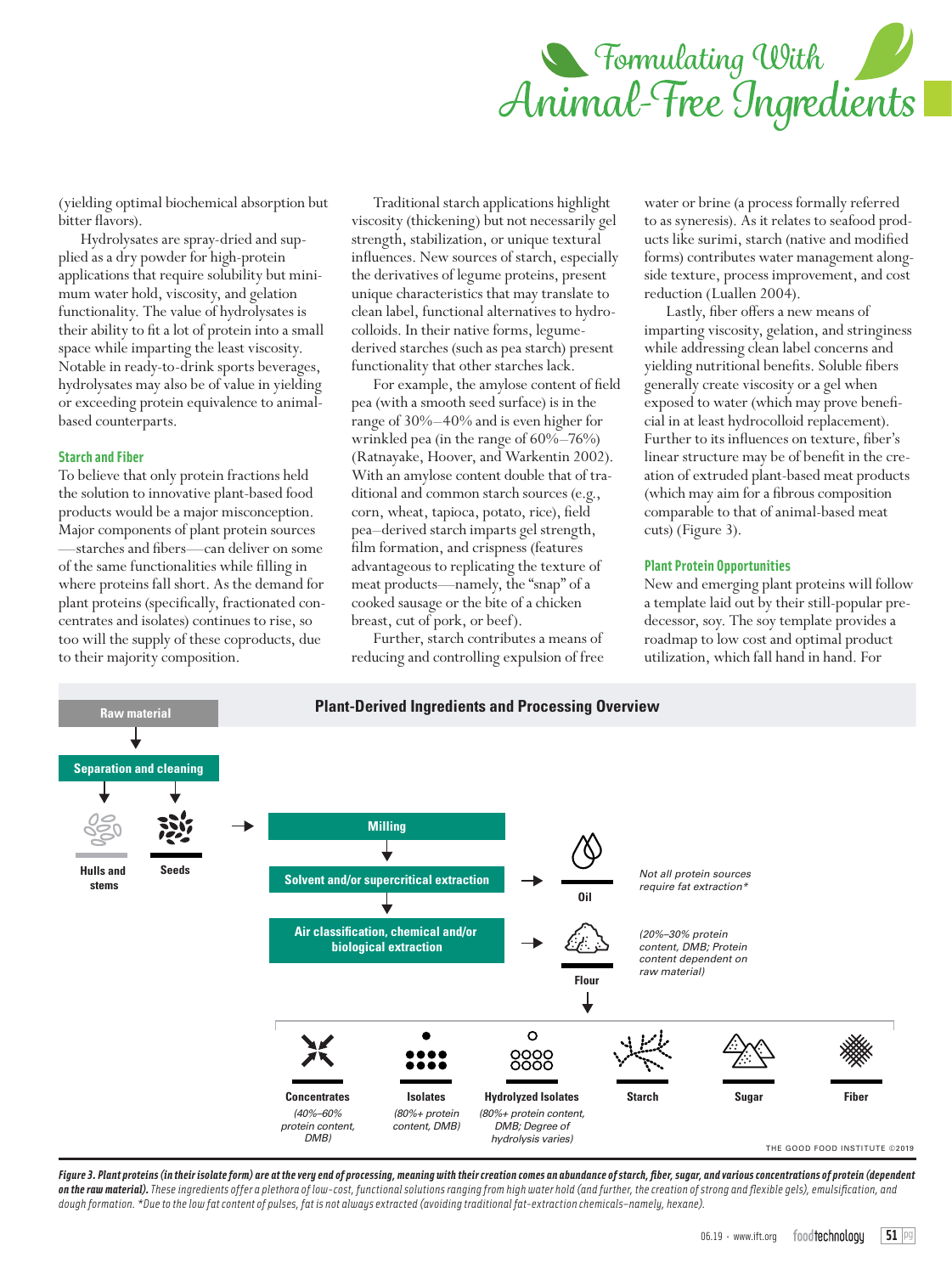(yielding optimal biochemical absorption but bitter flavors).

Hydrolysates are spray-dried and supplied as a dry powder for high-protein applications that require solubility but minimum water hold, viscosity, and gelation functionality. The value of hydrolysates is their ability to fit a lot of protein into a small space while imparting the least viscosity. Notable in ready-to-drink sports beverages, hydrolysates may also be of value in yielding or exceeding protein equivalence to animal-based counterparts.

### Starch and Fiber

To believe that only protein fractions held the solution to innovative plant-based food products would be a major misconception. Major components of plant protein sources—starches and fibers—can deliver on some of the same functionalities while filling in where proteins fall short. As the demand for plant proteins (specifically, fractionated concentrates and isolates) continues to rise, so too will the supply of these coproducts, due to their majority composition.

Traditional starch applications highlight viscosity (thickening) but not necessarily gel strength, stabilization, or unique textural influences. New sources of starch, especially the derivatives of legume proteins, present unique characteristics that may translate to clean label, functional alternatives to hydrocolloids. In their native forms, legume-derived starches (such as pea starch) present functionality that other starches lack.

For example, the amylose content of field pea (with a smooth seed surface) is in the range of 30%–40% and is even higher for wrinkled pea (in the range of 60%–76%) (Ratnayake, Hoover, and Warkentin 2002). With an amylose content double that of traditional and common starch sources (e.g., corn, wheat, tapioca, potato, rice), field pea–derived starch imparts gel strength, film formation, and crispness (features advantageous to replicating the texture of meat products—namely, the "snap" of a cooked sausage or the bite of a chicken breast, cut of pork, or beef).

Further, starch contributes a means of reducing and controlling expulsion of free water or brine (a process formally referred to as syneresis). As it relates to seafood products like surimi, starch (native and modified forms) contributes water management alongside texture, process improvement, and cost reduction (Luallen 2004).

Lastly, fiber offers a new means of imparting viscosity, gelation, and stringiness while addressing clean label concerns and yielding nutritional benefits. Soluble fibers generally create viscosity or a gel when exposed to water (which may prove beneficial in at least hydrocolloid replacement). Further to its influences on texture, fiber's linear structure may be of benefit in the creation of extruded plant-based meat products (which may aim for a fibrous composition comparable to that of animal-based meat cuts) (Figure 3).

### Plant Protein Opportunities

New and emerging plant proteins will follow a template laid out by their still-popular predecessor, soy. The soy template provides a roadmap to low cost and optimal product utilization, which fall hand in hand. For

**Plant-Derived Ingredients and Processing Overview**

Raw material → Separation and cleaning → Hulls and stems; Seeds

Seeds → Milling → Solvent and/or supercritical extraction → Oil (*Not all protein sources require fat extraction\**)

→ Air classification, chemical and/or biological extraction → Flour (*(20%–30% protein content, DMB; Protein content dependent on raw material)*)

Flour → 
- **Concentrates** *(40%–60% protein content, DMB)*
- **Isolates** *(80%+ protein content, DMB)*
- **Hydrolyzed Isolates** *(80%+ protein content, DMB; Degree of hydrolysis varies)*
- **Starch**
- **Sugar**
- **Fiber**

THE GOOD FOOD INSTITUTE ©2019

***Figure 3. Plant proteins (in their isolate form) are at the very end of processing, meaning with their creation comes an abundance of starch, fiber, sugar, and various concentrations of protein (dependent on the raw material).*** *These ingredients offer a plethora of low-cost, functional solutions ranging from high water hold (and further, the creation of strong and flexible gels), emulsification, and dough formation. \*Due to the low fat content of pulses, fat is not always extracted (avoiding traditional fat-extraction chemicals–namely, hexane).*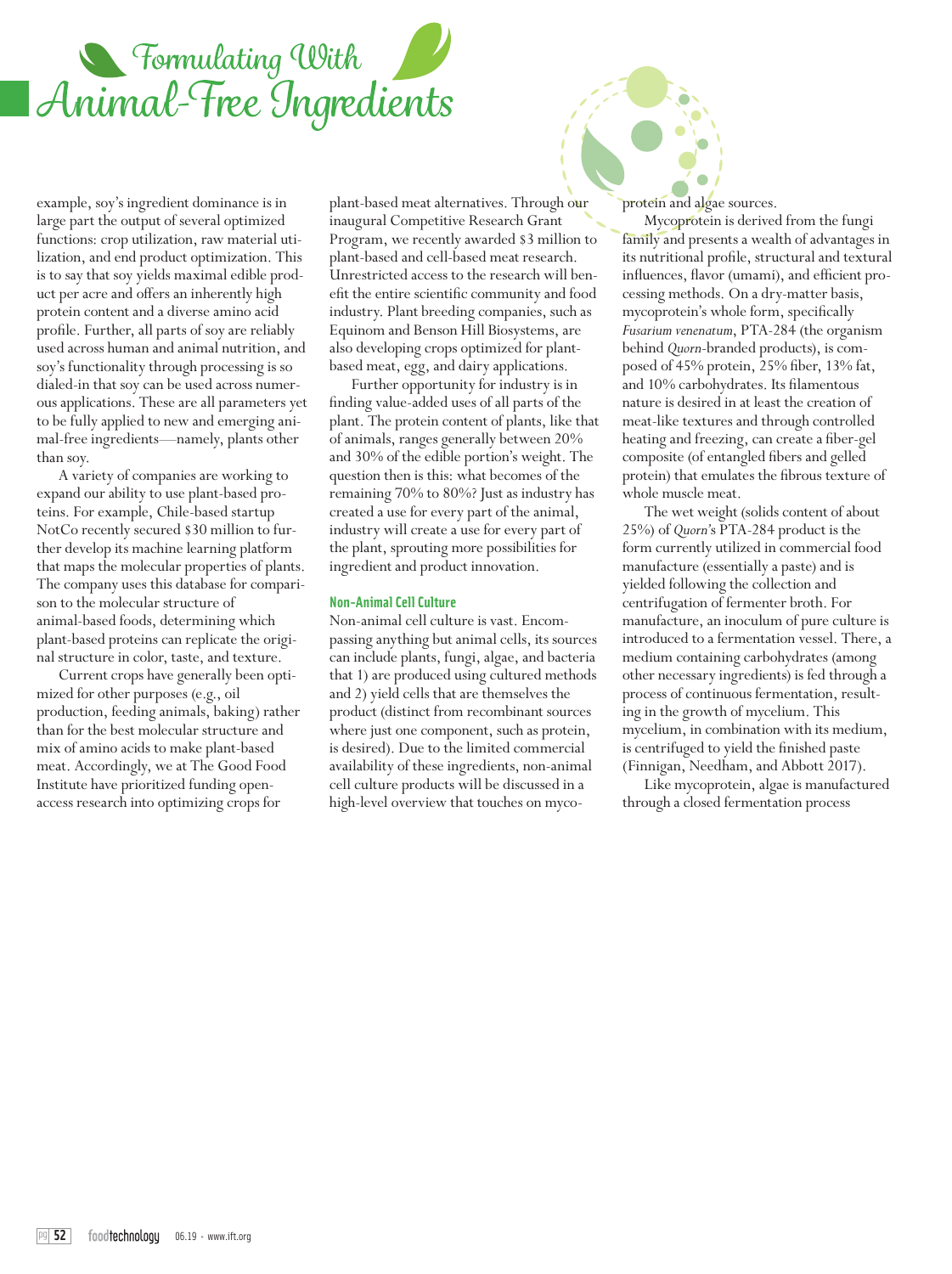example, soy's ingredient dominance is in large part the output of several optimized functions: crop utilization, raw material utilization, and end product optimization. This is to say that soy yields maximal edible product per acre and offers an inherently high protein content and a diverse amino acid profile. Further, all parts of soy are reliably used across human and animal nutrition, and soy's functionality through processing is so dialed-in that soy can be used across numerous applications. These are all parameters yet to be fully applied to new and emerging animal-free ingredients—namely, plants other than soy.

A variety of companies are working to expand our ability to use plant-based proteins. For example, Chile-based startup NotCo recently secured $30 million to further develop its machine learning platform that maps the molecular properties of plants. The company uses this database for comparison to the molecular structure of animal-based foods, determining which plant-based proteins can replicate the original structure in color, taste, and texture.

Current crops have generally been optimized for other purposes (e.g., oil production, feeding animals, baking) rather than for the best molecular structure and mix of amino acids to make plant-based meat. Accordingly, we at The Good Food Institute have prioritized funding open-access research into optimizing crops for plant-based meat alternatives. Through our inaugural Competitive Research Grant Program, we recently awarded $3 million to plant-based and cell-based meat research. Unrestricted access to the research will benefit the entire scientific community and food industry. Plant breeding companies, such as Equinom and Benson Hill Biosystems, are also developing crops optimized for plant-based meat, egg, and dairy applications.

Further opportunity for industry is in finding value-added uses of all parts of the plant. The protein content of plants, like that of animals, ranges generally between 20% and 30% of the edible portion's weight. The question then is this: what becomes of the remaining 70% to 80%? Just as industry has created a use for every part of the animal, industry will create a use for every part of the plant, sprouting more possibilities for ingredient and product innovation.

### Non-Animal Cell Culture

Non-animal cell culture is vast. Encompassing anything but animal cells, its sources can include plants, fungi, algae, and bacteria that 1) are produced using cultured methods and 2) yield cells that are themselves the product (distinct from recombinant sources where just one component, such as protein, is desired). Due to the limited commercial availability of these ingredients, non-animal cell culture products will be discussed in a high-level overview that touches on mycoprotein and algae sources.

Mycoprotein is derived from the fungi family and presents a wealth of advantages in its nutritional profile, structural and textural influences, flavor (umami), and efficient processing methods. On a dry-matter basis, mycoprotein's whole form, specifically *Fusarium venenatum*, PTA-284 (the organism behind *Quorn*-branded products), is composed of 45% protein, 25% fiber, 13% fat, and 10% carbohydrates. Its filamentous nature is desired in at least the creation of meat-like textures and through controlled heating and freezing, can create a fiber-gel composite (of entangled fibers and gelled protein) that emulates the fibrous texture of whole muscle meat.

The wet weight (solids content of about 25%) of *Quorn*'s PTA-284 product is the form currently utilized in commercial food manufacture (essentially a paste) and is yielded following the collection and centrifugation of fermenter broth. For manufacture, an inoculum of pure culture is introduced to a fermentation vessel. There, a medium containing carbohydrates (among other necessary ingredients) is fed through a process of continuous fermentation, resulting in the growth of mycelium. This mycelium, in combination with its medium, is centrifuged to yield the finished paste (Finnigan, Needham, and Abbott 2017).

Like mycoprotein, algae is manufactured through a closed fermentation process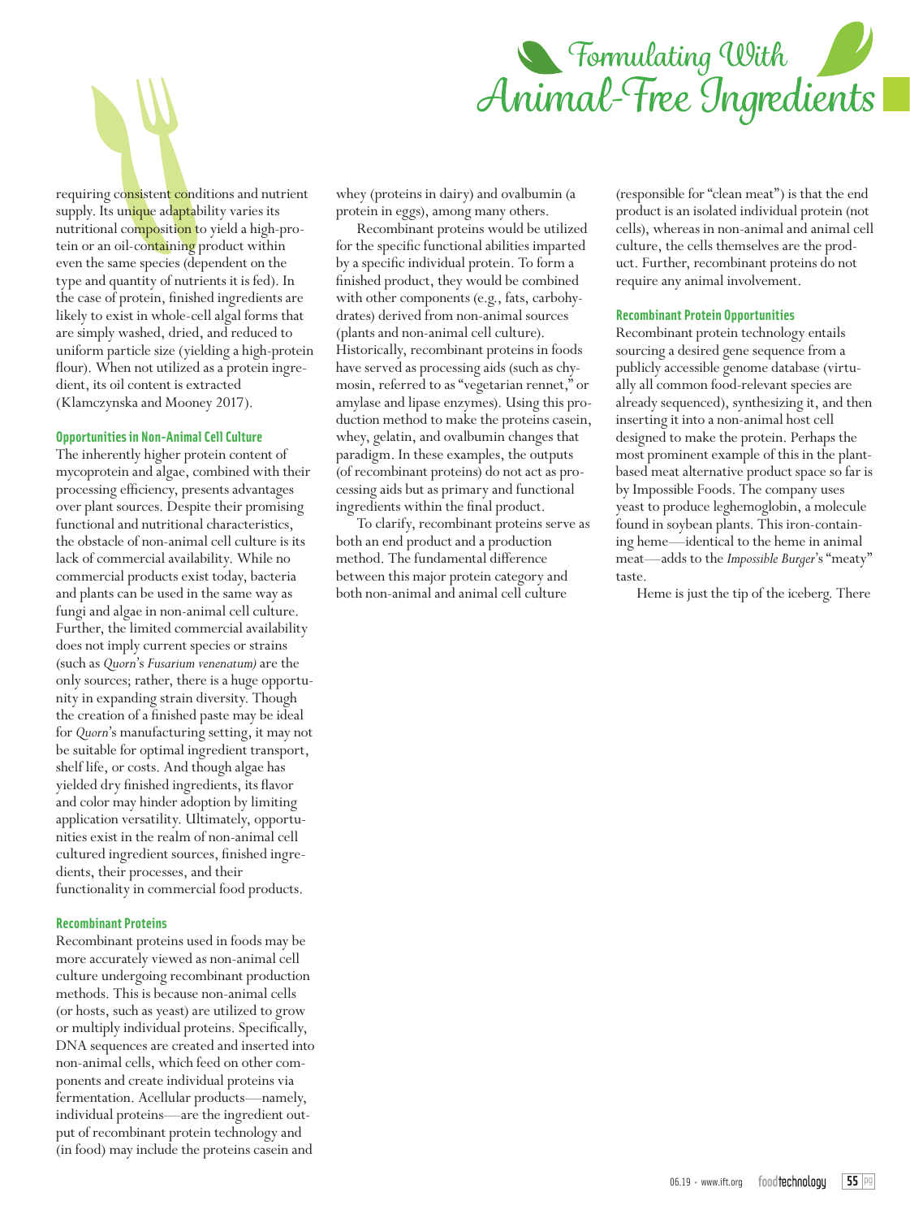requiring consistent conditions and nutrient supply. Its unique adaptability varies its nutritional composition to yield a high-protein or an oil-containing product within even the same species (dependent on the type and quantity of nutrients it is fed). In the case of protein, finished ingredients are likely to exist in whole-cell algal forms that are simply washed, dried, and reduced to uniform particle size (yielding a high-protein flour). When not utilized as a protein ingredient, its oil content is extracted (Klamczynska and Mooney 2017).

### Opportunities in Non-Animal Cell Culture

The inherently higher protein content of mycoprotein and algae, combined with their processing efficiency, presents advantages over plant sources. Despite their promising functional and nutritional characteristics, the obstacle of non-animal cell culture is its lack of commercial availability. While no commercial products exist today, bacteria and plants can be used in the same way as fungi and algae in non-animal cell culture. Further, the limited commercial availability does not imply current species or strains (such as *Quorn*'s *Fusarium venenatum)* are the only sources; rather, there is a huge opportunity in expanding strain diversity. Though the creation of a finished paste may be ideal for *Quorn*'s manufacturing setting, it may not be suitable for optimal ingredient transport, shelf life, or costs. And though algae has yielded dry finished ingredients, its flavor and color may hinder adoption by limiting application versatility. Ultimately, opportunities exist in the realm of non-animal cell cultured ingredient sources, finished ingredients, their processes, and their functionality in commercial food products.

### Recombinant Proteins

Recombinant proteins used in foods may be more accurately viewed as non-animal cell culture undergoing recombinant production methods. This is because non-animal cells (or hosts, such as yeast) are utilized to grow or multiply individual proteins. Specifically, DNA sequences are created and inserted into non-animal cells, which feed on other components and create individual proteins via fermentation. Acellular products—namely, individual proteins—are the ingredient output of recombinant protein technology and (in food) may include the proteins casein and whey (proteins in dairy) and ovalbumin (a protein in eggs), among many others.

Recombinant proteins would be utilized for the specific functional abilities imparted by a specific individual protein. To form a finished product, they would be combined with other components (e.g., fats, carbohydrates) derived from non-animal sources (plants and non-animal cell culture). Historically, recombinant proteins in foods have served as processing aids (such as chymosin, referred to as "vegetarian rennet," or amylase and lipase enzymes). Using this production method to make the proteins casein, whey, gelatin, and ovalbumin changes that paradigm. In these examples, the outputs (of recombinant proteins) do not act as processing aids but as primary and functional ingredients within the final product.

To clarify, recombinant proteins serve as both an end product and a production method. The fundamental difference between this major protein category and both non-animal and animal cell culture (responsible for "clean meat") is that the end product is an isolated individual protein (not cells), whereas in non-animal and animal cell culture, the cells themselves are the product. Further, recombinant proteins do not require any animal involvement.

### Recombinant Protein Opportunities

Recombinant protein technology entails sourcing a desired gene sequence from a publicly accessible genome database (virtually all common food-relevant species are already sequenced), synthesizing it, and then inserting it into a non-animal host cell designed to make the protein. Perhaps the most prominent example of this in the plant-based meat alternative product space so far is by Impossible Foods. The company uses yeast to produce leghemoglobin, a molecule found in soybean plants. This iron-containing heme—identical to the heme in animal meat—adds to the *Impossible Burger*'s "meaty" taste.

Heme is just the tip of the iceberg. There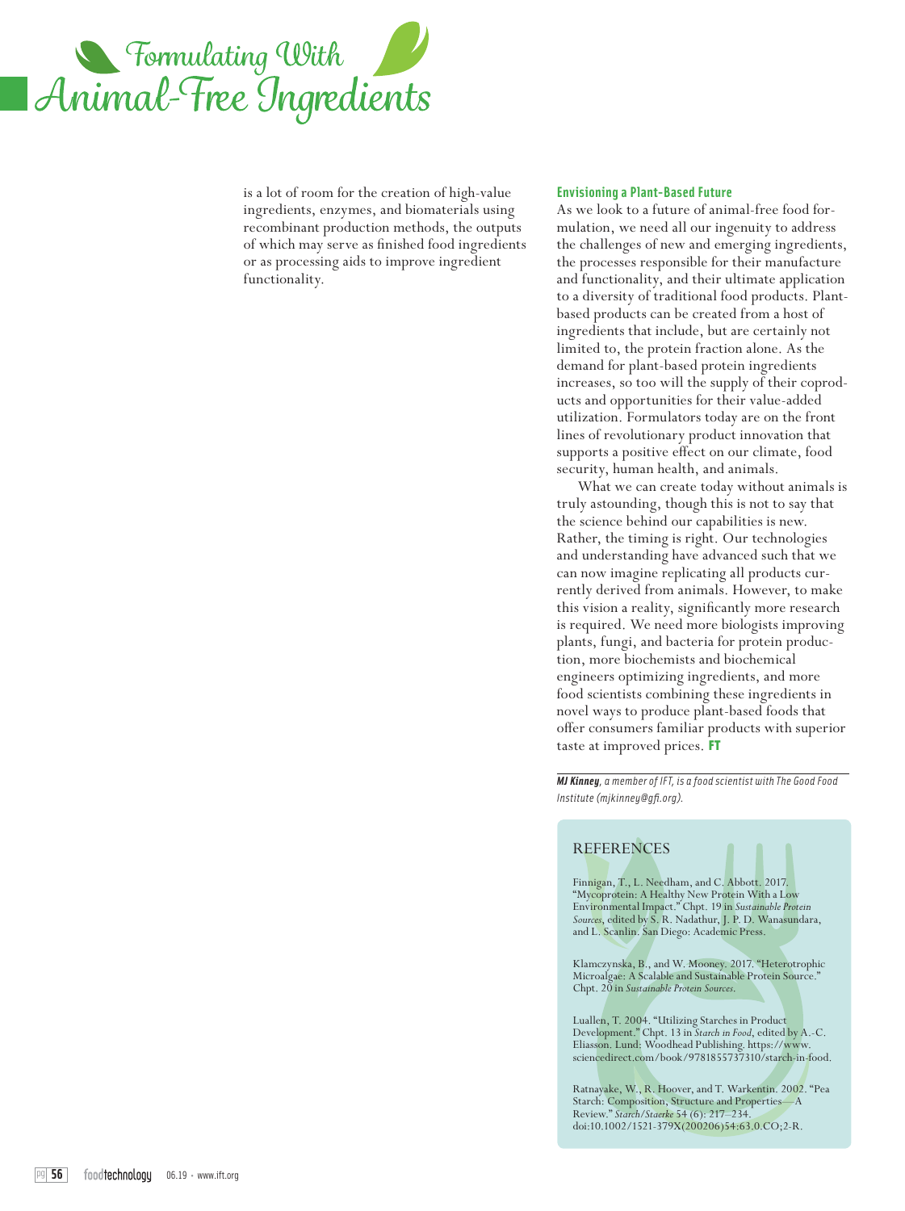is a lot of room for the creation of high-value ingredients, enzymes, and biomaterials using recombinant production methods, the outputs of which may serve as finished food ingredients or as processing aids to improve ingredient functionality.

### Envisioning a Plant-Based Future

As we look to a future of animal-free food formulation, we need all our ingenuity to address the challenges of new and emerging ingredients, the processes responsible for their manufacture and functionality, and their ultimate application to a diversity of traditional food products. Plant-based products can be created from a host of ingredients that include, but are certainly not limited to, the protein fraction alone. As the demand for plant-based protein ingredients increases, so too will the supply of their coproducts and opportunities for their value-added utilization. Formulators today are on the front lines of revolutionary product innovation that supports a positive effect on our climate, food security, human health, and animals.

What we can create today without animals is truly astounding, though this is not to say that the science behind our capabilities is new. Rather, the timing is right. Our technologies and understanding have advanced such that we can now imagine replicating all products currently derived from animals. However, to make this vision a reality, significantly more research is required. We need more biologists improving plants, fungi, and bacteria for protein production, more biochemists and biochemical engineers optimizing ingredients, and more food scientists combining these ingredients in novel ways to produce plant-based foods that offer consumers familiar products with superior taste at improved prices. **FT**

***MJ Kinney**, a member of IFT, is a food scientist with The Good Food Institute (mjkinney@gfi.org).*

## REFERENCES

Finnigan, T., L. Needham, and C. Abbott. 2017. "Mycoprotein: A Healthy New Protein With a Low Environmental Impact." Chpt. 19 in *Sustainable Protein Sources*, edited by S. R. Nadathur, J. P. D. Wanasundara, and L. Scanlin. San Diego: Academic Press.

Klamczynska, B., and W. Mooney. 2017. "Heterotrophic Microalgae: A Scalable and Sustainable Protein Source." Chpt. 20 in *Sustainable Protein Sources*.

Luallen, T. 2004. "Utilizing Starches in Product Development." Chpt. 13 in *Starch in Food*, edited by A.-C. Eliasson. Lund: Woodhead Publishing. https://www.sciencedirect.com/book/9781855737310/starch-in-food.

Ratnayake, W., R. Hoover, and T. Warkentin. 2002. "Pea Starch: Composition, Structure and Properties—A Review." *Starch/Staerke* 54 (6): 217–234. doi:10.1002/1521-379X(200206)54:6<217::AID-STAR217>3.0.CO;2-R.